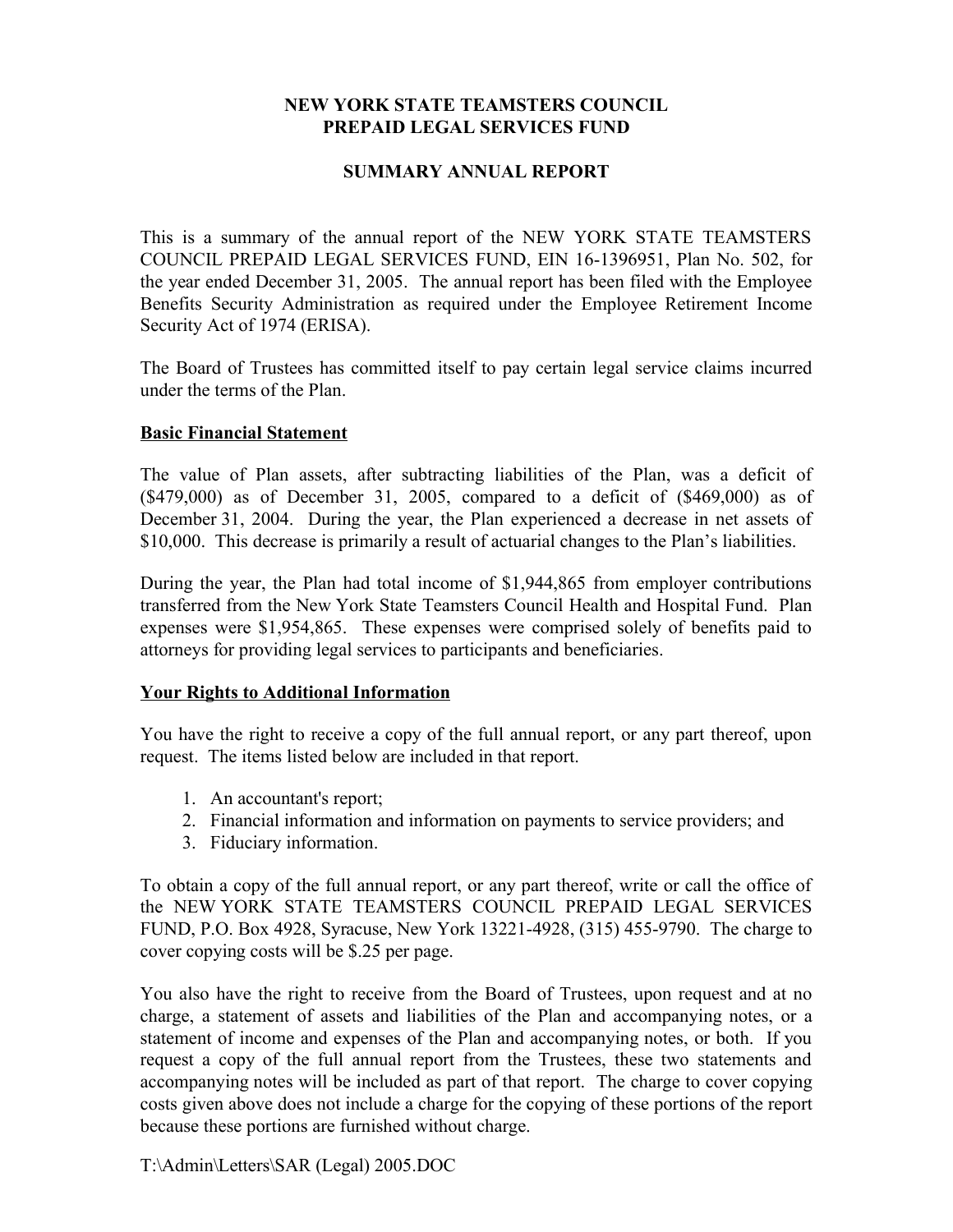**NEW YORK STATE TEAMSTERS COUNCIL**
**PREPAID LEGAL SERVICES FUND**

**SUMMARY ANNUAL REPORT**

This is a summary of the annual report of the NEW YORK STATE TEAMSTERS COUNCIL PREPAID LEGAL SERVICES FUND, EIN 16-1396951, Plan No. 502, for the year ended December 31, 2005. The annual report has been filed with the Employee Benefits Security Administration as required under the Employee Retirement Income Security Act of 1974 (ERISA).

The Board of Trustees has committed itself to pay certain legal service claims incurred under the terms of the Plan.

## Basic Financial Statement

The value of Plan assets, after subtracting liabilities of the Plan, was a deficit of ($479,000) as of December 31, 2005, compared to a deficit of ($469,000) as of December 31, 2004. During the year, the Plan experienced a decrease in net assets of $10,000. This decrease is primarily a result of actuarial changes to the Plan's liabilities.

During the year, the Plan had total income of $1,944,865 from employer contributions transferred from the New York State Teamsters Council Health and Hospital Fund. Plan expenses were $1,954,865. These expenses were comprised solely of benefits paid to attorneys for providing legal services to participants and beneficiaries.

## Your Rights to Additional Information

You have the right to receive a copy of the full annual report, or any part thereof, upon request. The items listed below are included in that report.

1. An accountant's report;
2. Financial information and information on payments to service providers; and
3. Fiduciary information.

To obtain a copy of the full annual report, or any part thereof, write or call the office of the NEW YORK STATE TEAMSTERS COUNCIL PREPAID LEGAL SERVICES FUND, P.O. Box 4928, Syracuse, New York 13221-4928, (315) 455-9790. The charge to cover copying costs will be $.25 per page.

You also have the right to receive from the Board of Trustees, upon request and at no charge, a statement of assets and liabilities of the Plan and accompanying notes, or a statement of income and expenses of the Plan and accompanying notes, or both. If you request a copy of the full annual report from the Trustees, these two statements and accompanying notes will be included as part of that report. The charge to cover copying costs given above does not include a charge for the copying of these portions of the report because these portions are furnished without charge.

T:\Admin\Letters\SAR (Legal) 2005.DOC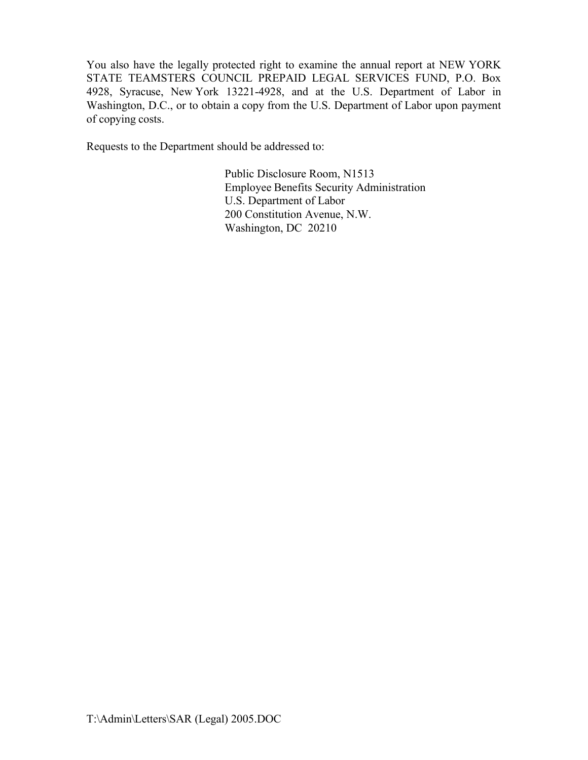You also have the legally protected right to examine the annual report at NEW YORK STATE TEAMSTERS COUNCIL PREPAID LEGAL SERVICES FUND, P.O. Box 4928, Syracuse, New York 13221-4928, and at the U.S. Department of Labor in Washington, D.C., or to obtain a copy from the U.S. Department of Labor upon payment of copying costs.

Requests to the Department should be addressed to:

Public Disclosure Room, N1513
Employee Benefits Security Administration
U.S. Department of Labor
200 Constitution Avenue, N.W.
Washington, DC 20210

T:\Admin\Letters\SAR (Legal) 2005.DOC